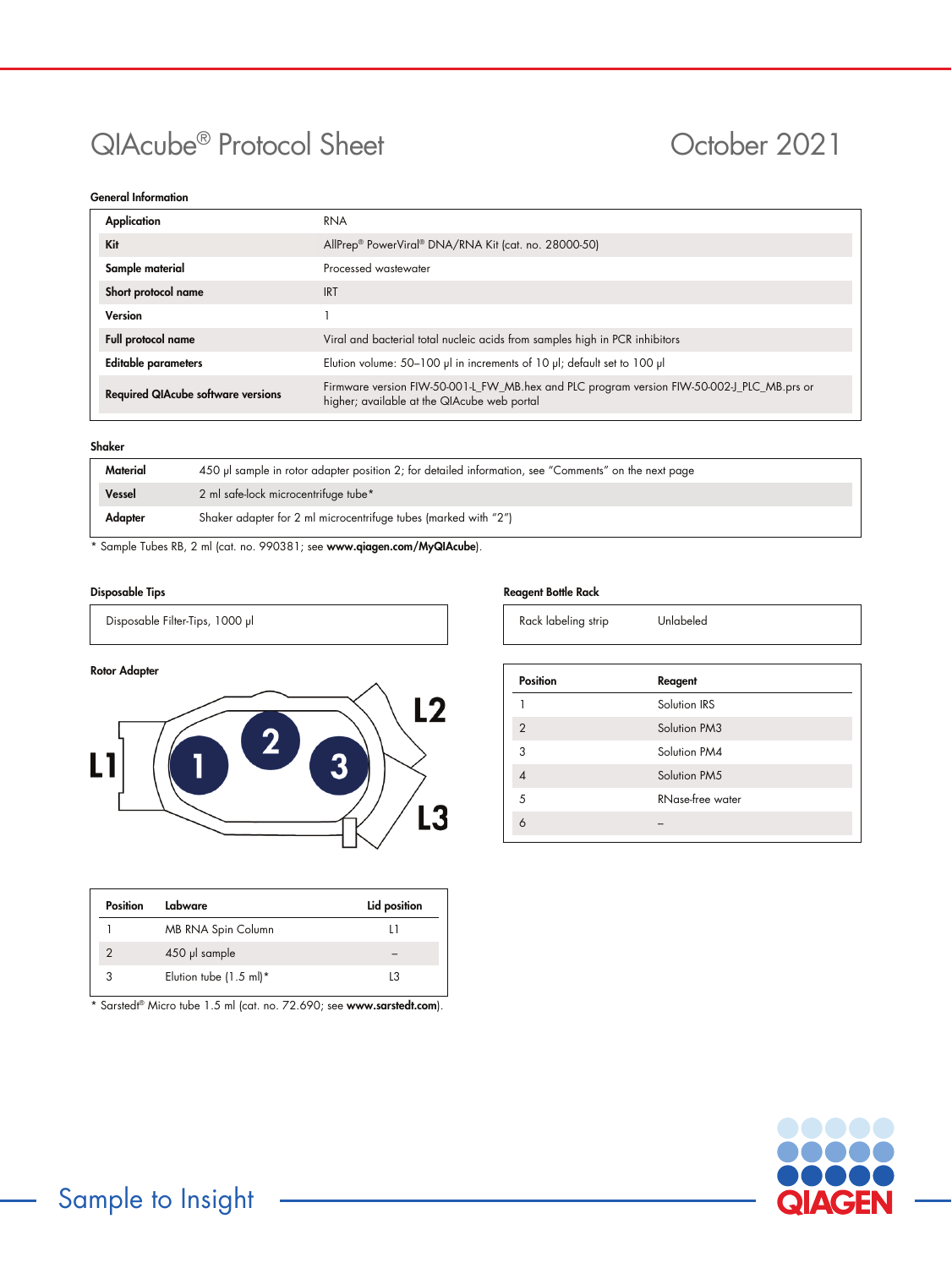# QIAcube® Protocol Sheet

October 2021

### General Information

| | |
|---|---|
| **Application** | RNA |
| **Kit** | AllPrep® PowerViral® DNA/RNA Kit (cat. no. 28000-50) |
| **Sample material** | Processed wastewater |
| **Short protocol name** | IRT |
| **Version** | 1 |
| **Full protocol name** | Viral and bacterial total nucleic acids from samples high in PCR inhibitors |
| **Editable parameters** | Elution volume: 50–100 µl in increments of 10 µl; default set to 100 µl |
| **Required QIAcube software versions** | Firmware version FIW-50-001-L_FW_MB.hex and PLC program version FIW-50-002-J_PLC_MB.prs or higher; available at the QIAcube web portal |

### Shaker

| | |
|---|---|
| **Material** | 450 µl sample in rotor adapter position 2; for detailed information, see "Comments" on the next page |
| **Vessel** | 2 ml safe-lock microcentrifuge tube* |
| **Adapter** | Shaker adapter for 2 ml microcentrifuge tubes (marked with "2") |

* Sample Tubes RB, 2 ml (cat. no. 990381; see **www.qiagen.com/MyQIAcube**).

### Disposable Tips

Disposable Filter-Tips, 1000 µl

### Rotor Adapter

L1, L2, L3; positions 1, 2, 3

| Position | Labware | Lid position |
|---|---|---|
| 1 | MB RNA Spin Column | L1 |
| 2 | 450 µl sample | – |
| 3 | Elution tube (1.5 ml)* | L3 |

* Sarstedt® Micro tube 1.5 ml (cat. no. 72.690; see **www.sarstedt.com**).

### Reagent Bottle Rack

| | |
|---|---|
| Rack labeling strip | Unlabeled |

| Position | Reagent |
|---|---|
| 1 | Solution IRS |
| 2 | Solution PM3 |
| 3 | Solution PM4 |
| 4 | Solution PM5 |
| 5 | RNase-free water |
| 6 | – |

Sample to Insight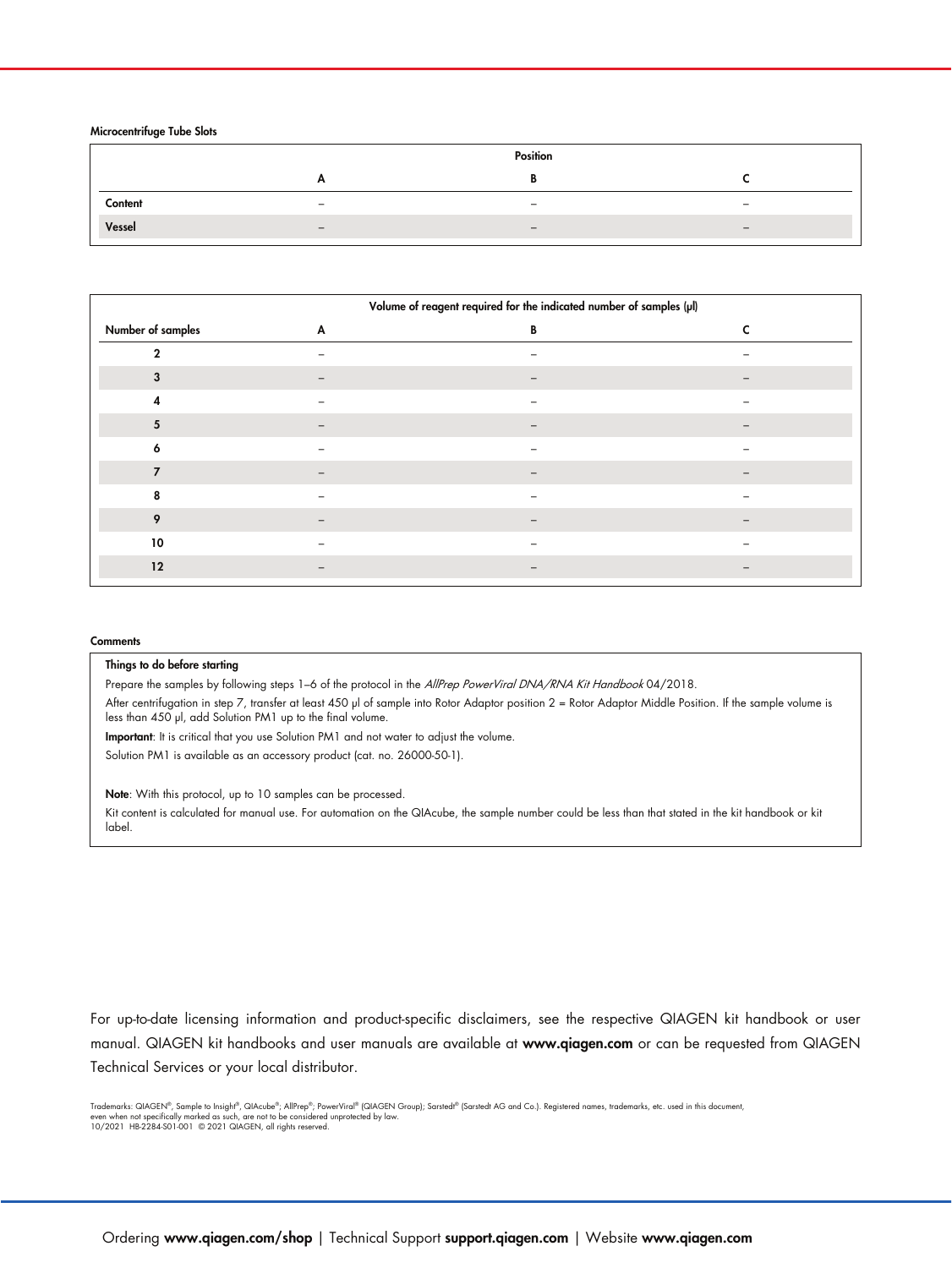**Microcentrifuge Tube Slots**

| | Position | | |
|---|---|---|---|
| | A | B | C |
| Content | – | – | – |
| Vessel | – | – | – |

| | Volume of reagent required for the indicated number of samples (µl) | | |
|---|---|---|---|
| Number of samples | A | B | C |
| 2 | – | – | – |
| 3 | – | – | – |
| 4 | – | – | – |
| 5 | – | – | – |
| 6 | – | – | – |
| 7 | – | – | – |
| 8 | – | – | – |
| 9 | – | – | – |
| 10 | – | – | – |
| 12 | – | – | – |

**Comments**

**Things to do before starting**

Prepare the samples by following steps 1–6 of the protocol in the *AllPrep PowerViral DNA/RNA Kit Handbook* 04/2018.

After centrifugation in step 7, transfer at least 450 µl of sample into Rotor Adaptor position 2 = Rotor Adaptor Middle Position. If the sample volume is less than 450 µl, add Solution PM1 up to the final volume.

**Important**: It is critical that you use Solution PM1 and not water to adjust the volume.

Solution PM1 is available as an accessory product (cat. no. 26000-50-1).

**Note**: With this protocol, up to 10 samples can be processed.

Kit content is calculated for manual use. For automation on the QIAcube, the sample number could be less than that stated in the kit handbook or kit label.

For up-to-date licensing information and product-specific disclaimers, see the respective QIAGEN kit handbook or user manual. QIAGEN kit handbooks and user manuals are available at **www.qiagen.com** or can be requested from QIAGEN Technical Services or your local distributor.

Trademarks: QIAGEN®, Sample to Insight®, QIAcube®; AllPrep®; PowerViral® (QIAGEN Group); Sarstedt® (Sarstedt AG and Co.). Registered names, trademarks, etc. used in this document, even when not specifically marked as such, are not to be considered unprotected by law.
10/2021 HB-2284-S01-001 © 2021 QIAGEN, all rights reserved.

Ordering **www.qiagen.com/shop** | Technical Support **support.qiagen.com** | Website **www.qiagen.com**